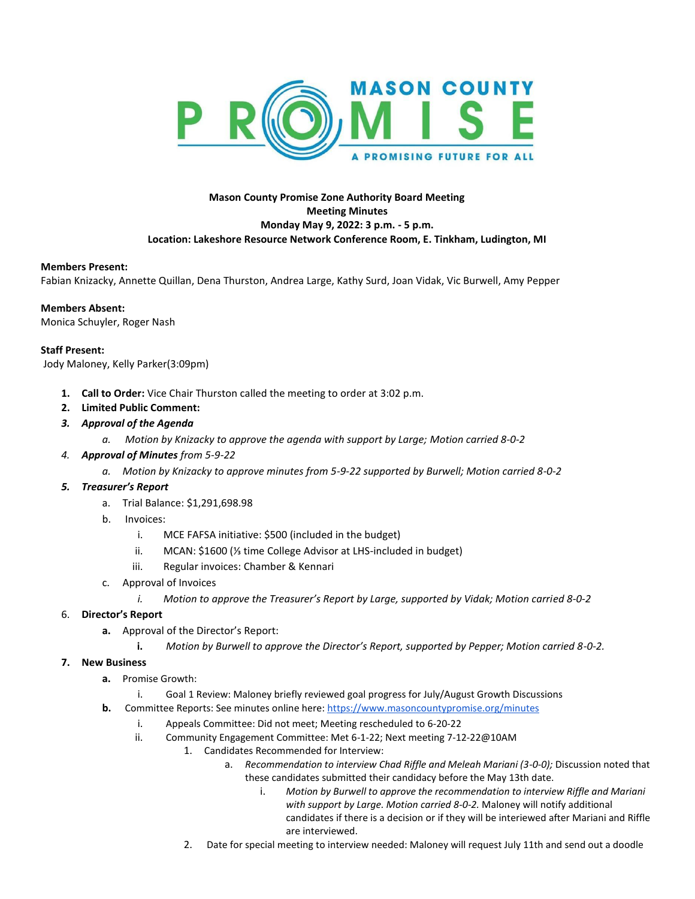# MASON COUNTY PROMISE

A PROMISING FUTURE FOR ALL

**Mason County Promise Zone Authority Board Meeting**
**Meeting Minutes**
**Monday May 9, 2022: 3 p.m. - 5 p.m.**
**Location: Lakeshore Resource Network Conference Room, E. Tinkham, Ludington, MI**

**Members Present:**
Fabian Knizacky, Annette Quillan, Dena Thurston, Andrea Large, Kathy Surd, Joan Vidak, Vic Burwell, Amy Pepper

**Members Absent:**
Monica Schuyler, Roger Nash

**Staff Present:**
Jody Maloney, Kelly Parker(3:09pm)

1. **Call to Order:** Vice Chair Thurston called the meeting to order at 3:02 p.m.
2. **Limited Public Comment:**
3. ***Approval of the Agenda***
   a. *Motion by Knizacky to approve the agenda with support by Large; Motion carried 8-0-2*
4. ***Approval of Minutes*** *from 5-9-22*
   a. *Motion by Knizacky to approve minutes from 5-9-22 supported by Burwell; Motion carried 8-0-2*
5. ***Treasurer's Report***
   a. Trial Balance: $1,291,698.98
   b. Invoices:
      i. MCE FAFSA initiative: $500 (included in the budget)
      ii. MCAN: $1600 (⅓ time College Advisor at LHS-included in budget)
      iii. Regular invoices: Chamber & Kennari
   c. Approval of Invoices
      i. *Motion to approve the Treasurer's Report by Large, supported by Vidak; Motion carried 8-0-2*
6. **Director's Report**
   a. Approval of the Director's Report:
      i. *Motion by Burwell to approve the Director's Report, supported by Pepper; Motion carried 8-0-2.*
7. **New Business**
   a. Promise Growth:
      i. Goal 1 Review: Maloney briefly reviewed goal progress for July/August Growth Discussions
   b. Committee Reports: See minutes online here: https://www.masoncountypromise.org/minutes
      i. Appeals Committee: Did not meet; Meeting rescheduled to 6-20-22
      ii. Community Engagement Committee: Met 6-1-22; Next meeting 7-12-22@10AM
         1. Candidates Recommended for Interview:
            a. *Recommendation to interview Chad Riffle and Meleah Mariani (3-0-0);* Discussion noted that these candidates submitted their candidacy before the May 13th date.
               i. *Motion by Burwell to approve the recommendation to interview Riffle and Mariani with support by Large. Motion carried 8-0-2.* Maloney will notify additional candidates if there is a decision or if they will be interiewed after Mariani and Riffle are interviewed.
         2. Date for special meeting to interview needed: Maloney will request July 11th and send out a doodle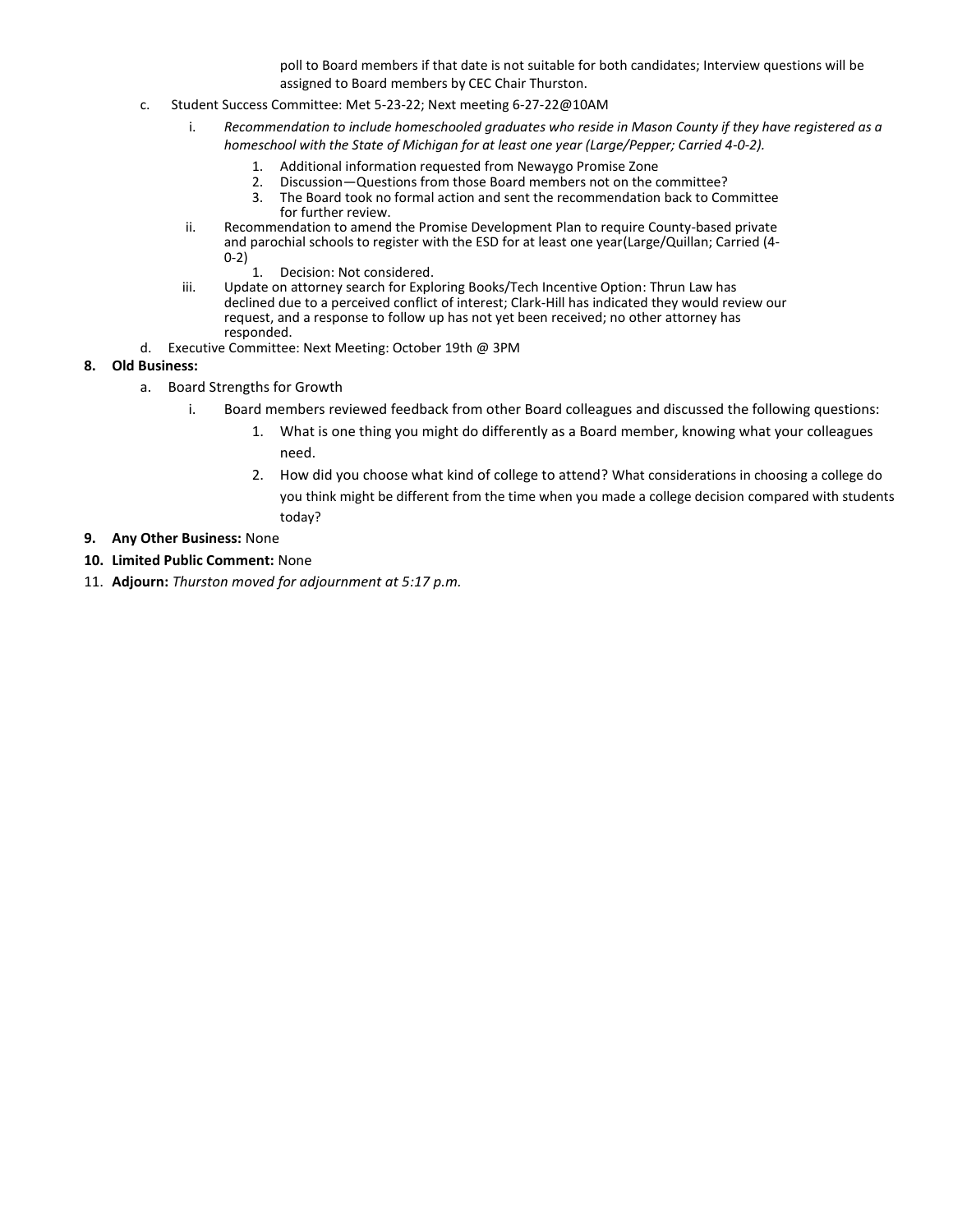poll to Board members if that date is not suitable for both candidates; Interview questions will be assigned to Board members by CEC Chair Thurston.

c. Student Success Committee: Met 5-23-22; Next meeting 6-27-22@10AM

   i. *Recommendation to include homeschooled graduates who reside in Mason County if they have registered as a homeschool with the State of Michigan for at least one year (Large/Pepper; Carried 4-0-2).*

      1. Additional information requested from Newaygo Promise Zone
      2. Discussion—Questions from those Board members not on the committee?
      3. The Board took no formal action and sent the recommendation back to Committee for further review.

   ii. Recommendation to amend the Promise Development Plan to require County-based private and parochial schools to register with the ESD for at least one year(Large/Quillan; Carried (4-0-2)

      1. Decision: Not considered.

   iii. Update on attorney search for Exploring Books/Tech Incentive Option: Thrun Law has declined due to a perceived conflict of interest; Clark-Hill has indicated they would review our request, and a response to follow up has not yet been received; no other attorney has responded.

d. Executive Committee: Next Meeting: October 19th @ 3PM

**8. Old Business:**

a. Board Strengths for Growth

   i. Board members reviewed feedback from other Board colleagues and discussed the following questions:

      1. What is one thing you might do differently as a Board member, knowing what your colleagues need.
      2. How did you choose what kind of college to attend? What considerations in choosing a college do you think might be different from the time when you made a college decision compared with students today?

**9. Any Other Business:** None

**10. Limited Public Comment:** None

11. **Adjourn:** *Thurston moved for adjournment at 5:17 p.m.*